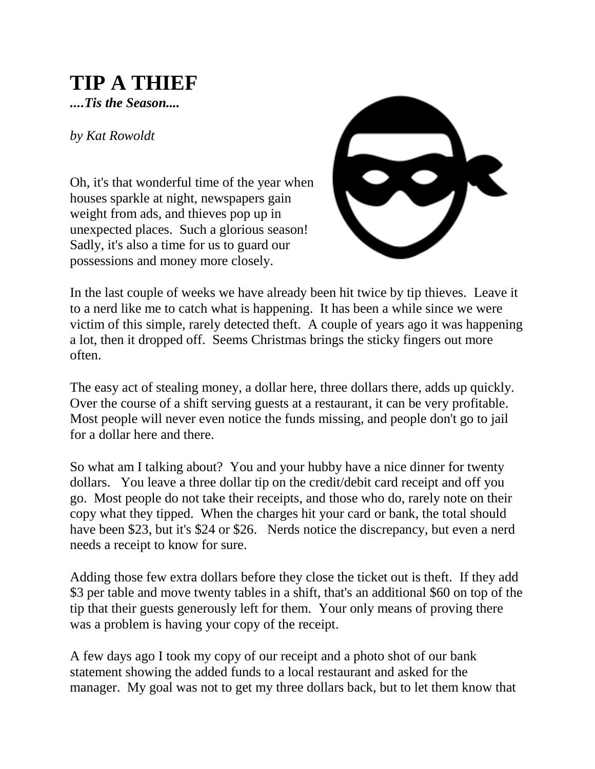# TIP A THIEF

***....Tis the Season....***

*by Kat Rowoldt*

Oh, it's that wonderful time of the year when houses sparkle at night, newspapers gain weight from ads, and thieves pop up in unexpected places. Such a glorious season! Sadly, it's also a time for us to guard our possessions and money more closely.

In the last couple of weeks we have already been hit twice by tip thieves. Leave it to a nerd like me to catch what is happening. It has been a while since we were victim of this simple, rarely detected theft. A couple of years ago it was happening a lot, then it dropped off. Seems Christmas brings the sticky fingers out more often.

The easy act of stealing money, a dollar here, three dollars there, adds up quickly. Over the course of a shift serving guests at a restaurant, it can be very profitable. Most people will never even notice the funds missing, and people don't go to jail for a dollar here and there.

So what am I talking about? You and your hubby have a nice dinner for twenty dollars. You leave a three dollar tip on the credit/debit card receipt and off you go. Most people do not take their receipts, and those who do, rarely note on their copy what they tipped. When the charges hit your card or bank, the total should have been $23, but it's $24 or $26. Nerds notice the discrepancy, but even a nerd needs a receipt to know for sure.

Adding those few extra dollars before they close the ticket out is theft. If they add $3 per table and move twenty tables in a shift, that's an additional $60 on top of the tip that their guests generously left for them. Your only means of proving there was a problem is having your copy of the receipt.

A few days ago I took my copy of our receipt and a photo shot of our bank statement showing the added funds to a local restaurant and asked for the manager. My goal was not to get my three dollars back, but to let them know that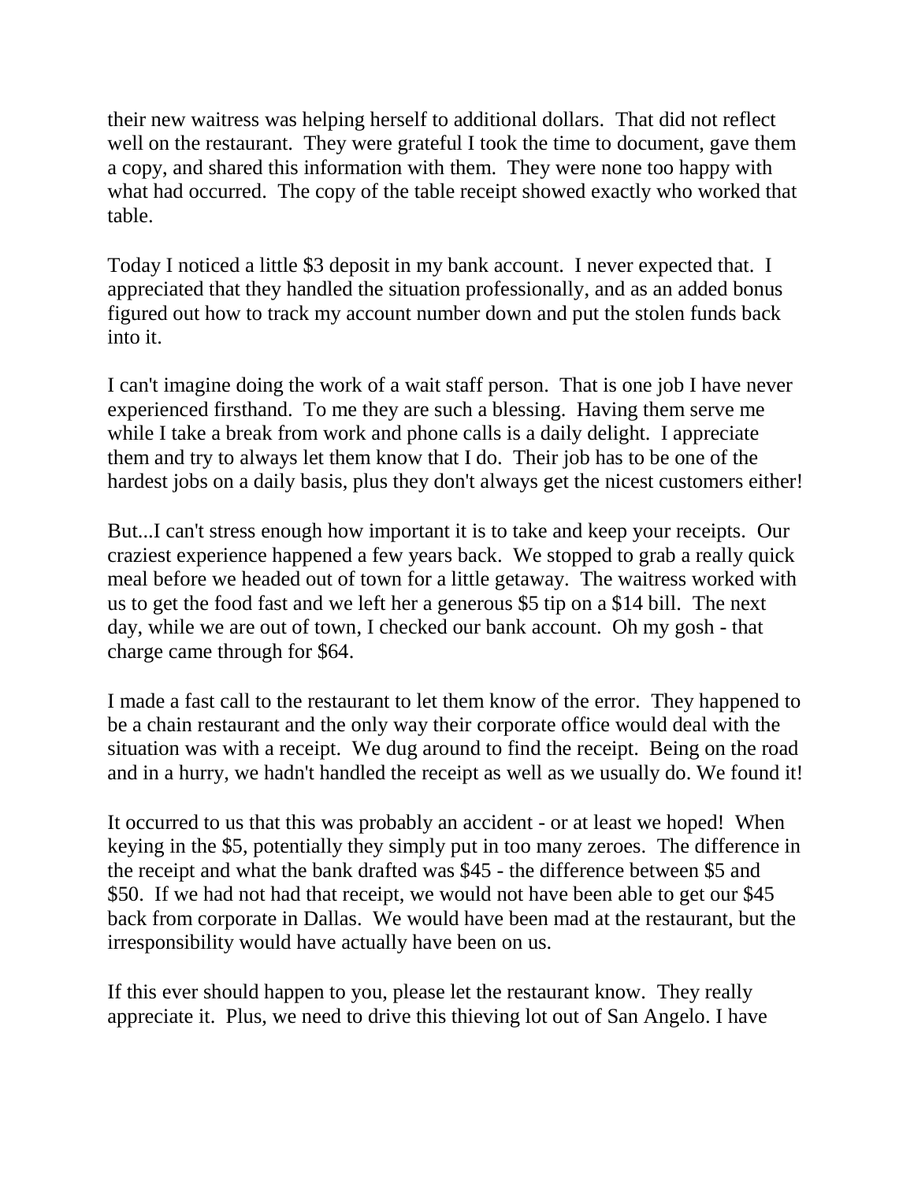their new waitress was helping herself to additional dollars. That did not reflect well on the restaurant. They were grateful I took the time to document, gave them a copy, and shared this information with them. They were none too happy with what had occurred. The copy of the table receipt showed exactly who worked that table.

Today I noticed a little $3 deposit in my bank account. I never expected that. I appreciated that they handled the situation professionally, and as an added bonus figured out how to track my account number down and put the stolen funds back into it.

I can't imagine doing the work of a wait staff person. That is one job I have never experienced firsthand. To me they are such a blessing. Having them serve me while I take a break from work and phone calls is a daily delight. I appreciate them and try to always let them know that I do. Their job has to be one of the hardest jobs on a daily basis, plus they don't always get the nicest customers either!

But...I can't stress enough how important it is to take and keep your receipts. Our craziest experience happened a few years back. We stopped to grab a really quick meal before we headed out of town for a little getaway. The waitress worked with us to get the food fast and we left her a generous $5 tip on a $14 bill. The next day, while we are out of town, I checked our bank account. Oh my gosh - that charge came through for $64.

I made a fast call to the restaurant to let them know of the error. They happened to be a chain restaurant and the only way their corporate office would deal with the situation was with a receipt. We dug around to find the receipt. Being on the road and in a hurry, we hadn't handled the receipt as well as we usually do. We found it!

It occurred to us that this was probably an accident - or at least we hoped! When keying in the $5, potentially they simply put in too many zeroes. The difference in the receipt and what the bank drafted was $45 - the difference between $5 and $50. If we had not had that receipt, we would not have been able to get our $45 back from corporate in Dallas. We would have been mad at the restaurant, but the irresponsibility would have actually have been on us.

If this ever should happen to you, please let the restaurant know. They really appreciate it. Plus, we need to drive this thieving lot out of San Angelo. I have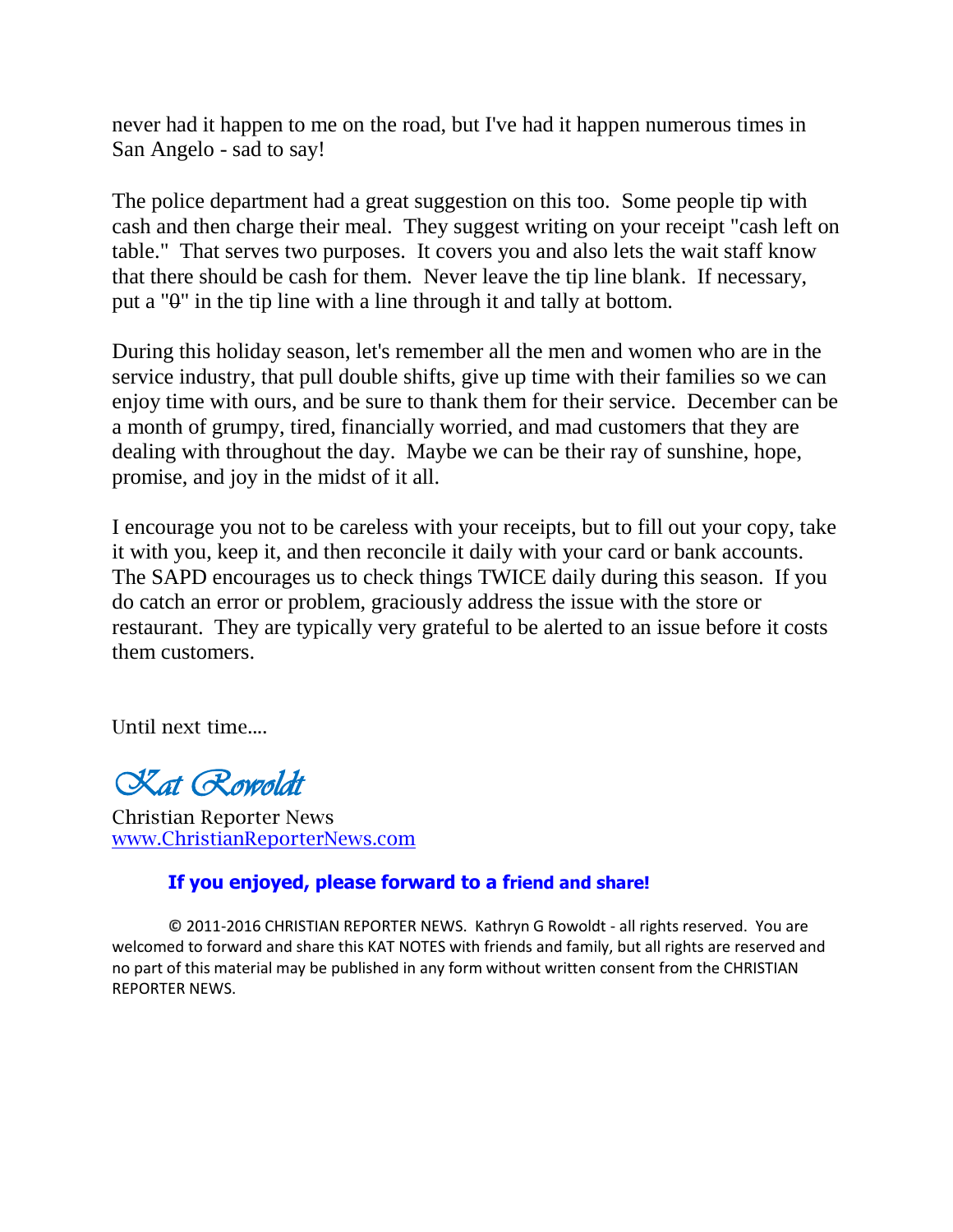never had it happen to me on the road, but I've had it happen numerous times in San Angelo - sad to say!

The police department had a great suggestion on this too. Some people tip with cash and then charge their meal. They suggest writing on your receipt "cash left on table." That serves two purposes. It covers you and also lets the wait staff know that there should be cash for them. Never leave the tip line blank. If necessary, put a "0̶" in the tip line with a line through it and tally at bottom.

During this holiday season, let's remember all the men and women who are in the service industry, that pull double shifts, give up time with their families so we can enjoy time with ours, and be sure to thank them for their service. December can be a month of grumpy, tired, financially worried, and mad customers that they are dealing with throughout the day. Maybe we can be their ray of sunshine, hope, promise, and joy in the midst of it all.

I encourage you not to be careless with your receipts, but to fill out your copy, take it with you, keep it, and then reconcile it daily with your card or bank accounts. The SAPD encourages us to check things TWICE daily during this season. If you do catch an error or problem, graciously address the issue with the store or restaurant. They are typically very grateful to be alerted to an issue before it costs them customers.

Until next time....

*Kat Rowoldt*

Christian Reporter News
www.ChristianReporterNews.com

**If you enjoyed, please forward to a friend and share!**

© 2011-2016 CHRISTIAN REPORTER NEWS. Kathryn G Rowoldt - all rights reserved. You are welcomed to forward and share this KAT NOTES with friends and family, but all rights are reserved and no part of this material may be published in any form without written consent from the CHRISTIAN REPORTER NEWS.